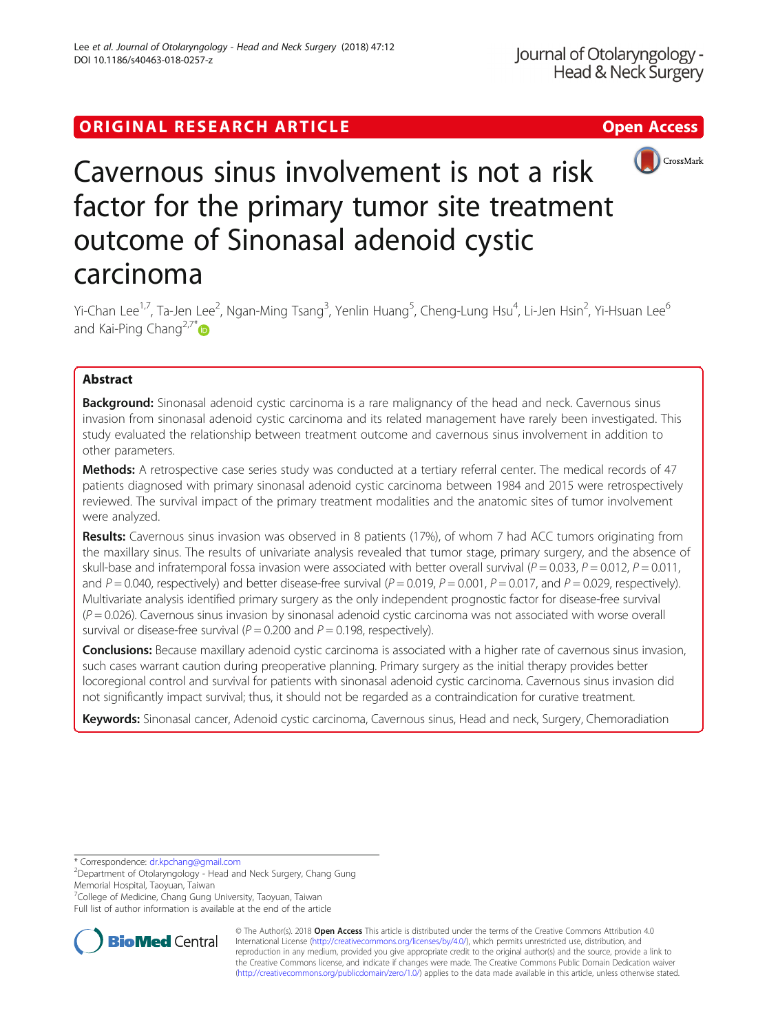ORIGINAL RESEARCH ARTICLE

Open Access

# Cavernous sinus involvement is not a risk factor for the primary tumor site treatment outcome of Sinonasal adenoid cystic carcinoma

Yi-Chan Lee[1,7], Ta-Jen Lee[2], Ngan-Ming Tsang[3], Yenlin Huang[5], Cheng-Lung Hsu[4], Li-Jen Hsin[2], Yi-Hsuan Lee[6] and Kai-Ping Chang[2,7*]

## Abstract

**Background:** Sinonasal adenoid cystic carcinoma is a rare malignancy of the head and neck. Cavernous sinus invasion from sinonasal adenoid cystic carcinoma and its related management have rarely been investigated. This study evaluated the relationship between treatment outcome and cavernous sinus involvement in addition to other parameters.

**Methods:** A retrospective case series study was conducted at a tertiary referral center. The medical records of 47 patients diagnosed with primary sinonasal adenoid cystic carcinoma between 1984 and 2015 were retrospectively reviewed. The survival impact of the primary treatment modalities and the anatomic sites of tumor involvement were analyzed.

**Results:** Cavernous sinus invasion was observed in 8 patients (17%), of whom 7 had ACC tumors originating from the maxillary sinus. The results of univariate analysis revealed that tumor stage, primary surgery, and the absence of skull-base and infratemporal fossa invasion were associated with better overall survival ($P = 0.033$, $P = 0.012$, $P = 0.011$, and $P = 0.040$, respectively) and better disease-free survival ($P = 0.019$, $P = 0.001$, $P = 0.017$, and $P = 0.029$, respectively). Multivariate analysis identified primary surgery as the only independent prognostic factor for disease-free survival ($P = 0.026$). Cavernous sinus invasion by sinonasal adenoid cystic carcinoma was not associated with worse overall survival or disease-free survival ($P = 0.200$ and $P = 0.198$, respectively).

**Conclusions:** Because maxillary adenoid cystic carcinoma is associated with a higher rate of cavernous sinus invasion, such cases warrant caution during preoperative planning. Primary surgery as the initial therapy provides better locoregional control and survival for patients with sinonasal adenoid cystic carcinoma. Cavernous sinus invasion did not significantly impact survival; thus, it should not be regarded as a contraindication for curative treatment.

**Keywords:** Sinonasal cancer, Adenoid cystic carcinoma, Cavernous sinus, Head and neck, Surgery, Chemoradiation

---

\* Correspondence: dr.kpchang@gmail.com
[2]Department of Otolaryngology - Head and Neck Surgery, Chang Gung Memorial Hospital, Taoyuan, Taiwan
[7]College of Medicine, Chang Gung University, Taoyuan, Taiwan
Full list of author information is available at the end of the article

© The Author(s). 2018 **Open Access** This article is distributed under the terms of the Creative Commons Attribution 4.0 International License (http://creativecommons.org/licenses/by/4.0/), which permits unrestricted use, distribution, and reproduction in any medium, provided you give appropriate credit to the original author(s) and the source, provide a link to the Creative Commons license, and indicate if changes were made. The Creative Commons Public Domain Dedication waiver (http://creativecommons.org/publicdomain/zero/1.0/) applies to the data made available in this article, unless otherwise stated.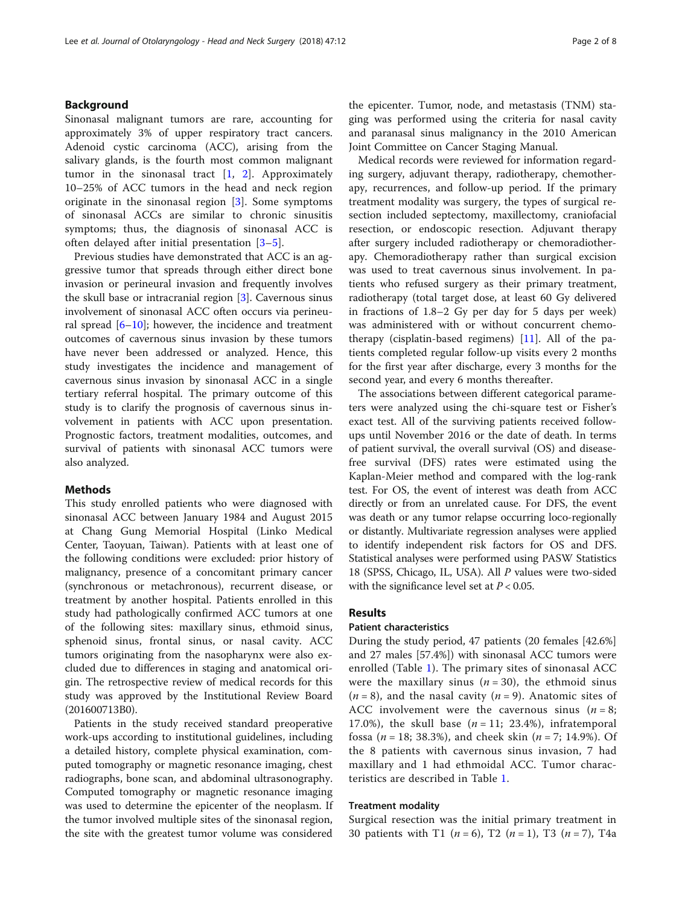## Background

Sinonasal malignant tumors are rare, accounting for approximately 3% of upper respiratory tract cancers. Adenoid cystic carcinoma (ACC), arising from the salivary glands, is the fourth most common malignant tumor in the sinonasal tract [1, 2]. Approximately 10–25% of ACC tumors in the head and neck region originate in the sinonasal region [3]. Some symptoms of sinonasal ACCs are similar to chronic sinusitis symptoms; thus, the diagnosis of sinonasal ACC is often delayed after initial presentation [3–5].

Previous studies have demonstrated that ACC is an aggressive tumor that spreads through either direct bone invasion or perineural invasion and frequently involves the skull base or intracranial region [3]. Cavernous sinus involvement of sinonasal ACC often occurs via perineural spread [6–10]; however, the incidence and treatment outcomes of cavernous sinus invasion by these tumors have never been addressed or analyzed. Hence, this study investigates the incidence and management of cavernous sinus invasion by sinonasal ACC in a single tertiary referral hospital. The primary outcome of this study is to clarify the prognosis of cavernous sinus involvement in patients with ACC upon presentation. Prognostic factors, treatment modalities, outcomes, and survival of patients with sinonasal ACC tumors were also analyzed.

## Methods

This study enrolled patients who were diagnosed with sinonasal ACC between January 1984 and August 2015 at Chang Gung Memorial Hospital (Linko Medical Center, Taoyuan, Taiwan). Patients with at least one of the following conditions were excluded: prior history of malignancy, presence of a concomitant primary cancer (synchronous or metachronous), recurrent disease, or treatment by another hospital. Patients enrolled in this study had pathologically confirmed ACC tumors at one of the following sites: maxillary sinus, ethmoid sinus, sphenoid sinus, frontal sinus, or nasal cavity. ACC tumors originating from the nasopharynx were also excluded due to differences in staging and anatomical origin. The retrospective review of medical records for this study was approved by the Institutional Review Board (201600713B0).

Patients in the study received standard preoperative work-ups according to institutional guidelines, including a detailed history, complete physical examination, computed tomography or magnetic resonance imaging, chest radiographs, bone scan, and abdominal ultrasonography. Computed tomography or magnetic resonance imaging was used to determine the epicenter of the neoplasm. If the tumor involved multiple sites of the sinonasal region, the site with the greatest tumor volume was considered the epicenter. Tumor, node, and metastasis (TNM) staging was performed using the criteria for nasal cavity and paranasal sinus malignancy in the 2010 American Joint Committee on Cancer Staging Manual.

Medical records were reviewed for information regarding surgery, adjuvant therapy, radiotherapy, chemotherapy, recurrences, and follow-up period. If the primary treatment modality was surgery, the types of surgical resection included septectomy, maxillectomy, craniofacial resection, or endoscopic resection. Adjuvant therapy after surgery included radiotherapy or chemoradiotherapy. Chemoradiotherapy rather than surgical excision was used to treat cavernous sinus involvement. In patients who refused surgery as their primary treatment, radiotherapy (total target dose, at least 60 Gy delivered in fractions of 1.8–2 Gy per day for 5 days per week) was administered with or without concurrent chemotherapy (cisplatin-based regimens) [11]. All of the patients completed regular follow-up visits every 2 months for the first year after discharge, every 3 months for the second year, and every 6 months thereafter.

The associations between different categorical parameters were analyzed using the chi-square test or Fisher's exact test. All of the surviving patients received follow-ups until November 2016 or the date of death. In terms of patient survival, the overall survival (OS) and disease-free survival (DFS) rates were estimated using the Kaplan-Meier method and compared with the log-rank test. For OS, the event of interest was death from ACC directly or from an unrelated cause. For DFS, the event was death or any tumor relapse occurring loco-regionally or distantly. Multivariate regression analyses were applied to identify independent risk factors for OS and DFS. Statistical analyses were performed using PASW Statistics 18 (SPSS, Chicago, IL, USA). All *P* values were two-sided with the significance level set at $P < 0.05$.

## Results

### Patient characteristics

During the study period, 47 patients (20 females [42.6%] and 27 males [57.4%]) with sinonasal ACC tumors were enrolled (Table 1). The primary sites of sinonasal ACC were the maxillary sinus ($n = 30$), the ethmoid sinus ($n = 8$), and the nasal cavity ($n = 9$). Anatomic sites of ACC involvement were the cavernous sinus ($n = 8$; 17.0%), the skull base ($n = 11$; 23.4%), infratemporal fossa ($n = 18$; 38.3%), and cheek skin ($n = 7$; 14.9%). Of the 8 patients with cavernous sinus invasion, 7 had maxillary and 1 had ethmoidal ACC. Tumor characteristics are described in Table 1.

### Treatment modality

Surgical resection was the initial primary treatment in 30 patients with T1 ($n = 6$), T2 ($n = 1$), T3 ($n = 7$), T4a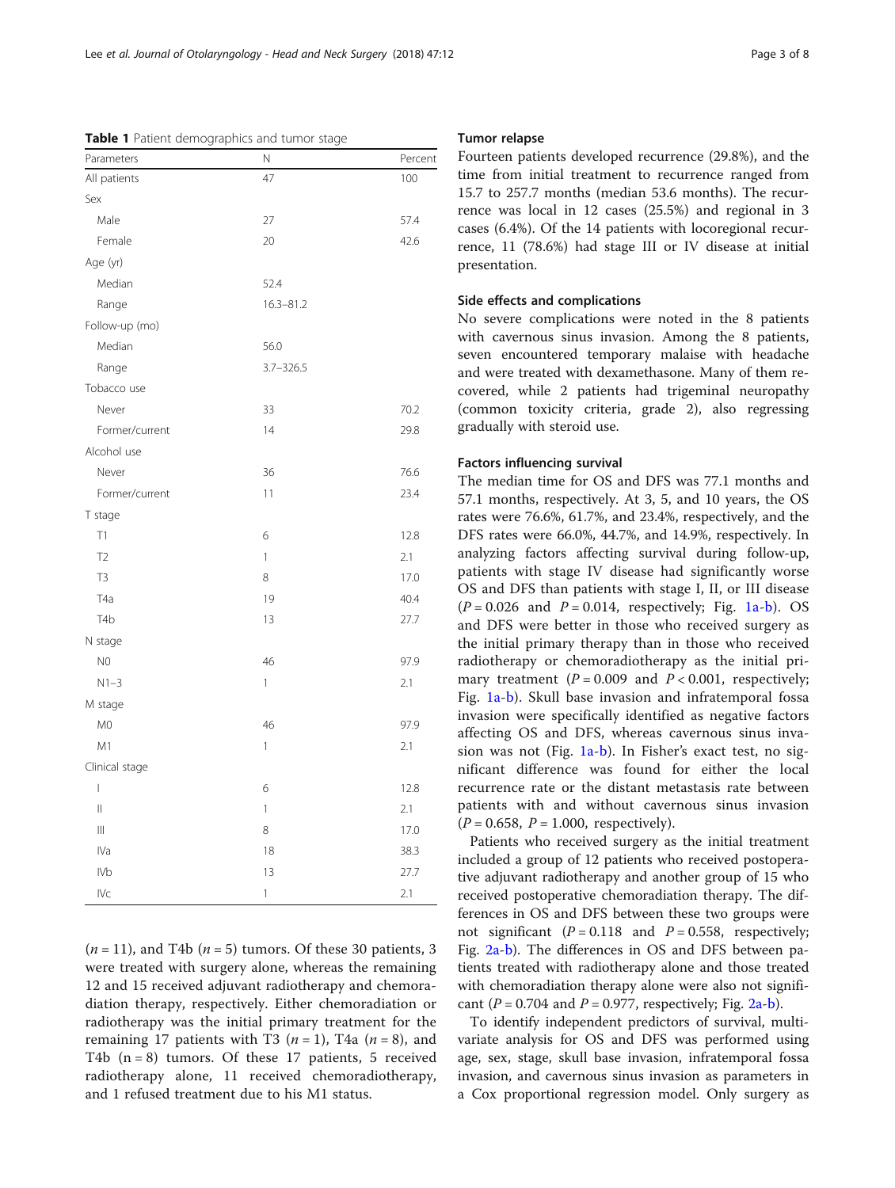**Table 1** Patient demographics and tumor stage

| Parameters | N | Percent |
|---|---|---|
| All patients | 47 | 100 |
| Sex | | |
| Male | 27 | 57.4 |
| Female | 20 | 42.6 |
| Age (yr) | | |
| Median | 52.4 | |
| Range | 16.3–81.2 | |
| Follow-up (mo) | | |
| Median | 56.0 | |
| Range | 3.7–326.5 | |
| Tobacco use | | |
| Never | 33 | 70.2 |
| Former/current | 14 | 29.8 |
| Alcohol use | | |
| Never | 36 | 76.6 |
| Former/current | 11 | 23.4 |
| T stage | | |
| T1 | 6 | 12.8 |
| T2 | 1 | 2.1 |
| T3 | 8 | 17.0 |
| T4a | 19 | 40.4 |
| T4b | 13 | 27.7 |
| N stage | | |
| N0 | 46 | 97.9 |
| N1–3 | 1 | 2.1 |
| M stage | | |
| M0 | 46 | 97.9 |
| M1 | 1 | 2.1 |
| Clinical stage | | |
| I | 6 | 12.8 |
| II | 1 | 2.1 |
| III | 8 | 17.0 |
| IVa | 18 | 38.3 |
| IVb | 13 | 27.7 |
| IVc | 1 | 2.1 |

($n = 11$), and T4b ($n = 5$) tumors. Of these 30 patients, 3 were treated with surgery alone, whereas the remaining 12 and 15 received adjuvant radiotherapy and chemoradiation therapy, respectively. Either chemoradiation or radiotherapy was the initial primary treatment for the remaining 17 patients with T3 ($n = 1$), T4a ($n = 8$), and T4b ($n = 8$) tumors. Of these 17 patients, 5 received radiotherapy alone, 11 received chemoradiotherapy, and 1 refused treatment due to his M1 status.

### Tumor relapse

Fourteen patients developed recurrence (29.8%), and the time from initial treatment to recurrence ranged from 15.7 to 257.7 months (median 53.6 months). The recurrence was local in 12 cases (25.5%) and regional in 3 cases (6.4%). Of the 14 patients with locoregional recurrence, 11 (78.6%) had stage III or IV disease at initial presentation.

### Side effects and complications

No severe complications were noted in the 8 patients with cavernous sinus invasion. Among the 8 patients, seven encountered temporary malaise with headache and were treated with dexamethasone. Many of them recovered, while 2 patients had trigeminal neuropathy (common toxicity criteria, grade 2), also regressing gradually with steroid use.

### Factors influencing survival

The median time for OS and DFS was 77.1 months and 57.1 months, respectively. At 3, 5, and 10 years, the OS rates were 76.6%, 61.7%, and 23.4%, respectively, and the DFS rates were 66.0%, 44.7%, and 14.9%, respectively. In analyzing factors affecting survival during follow-up, patients with stage IV disease had significantly worse OS and DFS than patients with stage I, II, or III disease ($P = 0.026$ and $P = 0.014$, respectively; Fig. 1a-b). OS and DFS were better in those who received surgery as the initial primary therapy than in those who received radiotherapy or chemoradiotherapy as the initial primary treatment ($P = 0.009$ and $P < 0.001$, respectively; Fig. 1a-b). Skull base invasion and infratemporal fossa invasion were specifically identified as negative factors affecting OS and DFS, whereas cavernous sinus invasion was not (Fig. 1a-b). In Fisher's exact test, no significant difference was found for either the local recurrence rate or the distant metastasis rate between patients with and without cavernous sinus invasion ($P = 0.658$, $P = 1.000$, respectively).

Patients who received surgery as the initial treatment included a group of 12 patients who received postoperative adjuvant radiotherapy and another group of 15 who received postoperative chemoradiation therapy. The differences in OS and DFS between these two groups were not significant ($P = 0.118$ and $P = 0.558$, respectively; Fig. 2a-b). The differences in OS and DFS between patients treated with radiotherapy alone and those treated with chemoradiation therapy alone were also not significant ($P = 0.704$ and $P = 0.977$, respectively; Fig. 2a-b).

To identify independent predictors of survival, multivariate analysis for OS and DFS was performed using age, sex, stage, skull base invasion, infratemporal fossa invasion, and cavernous sinus invasion as parameters in a Cox proportional regression model. Only surgery as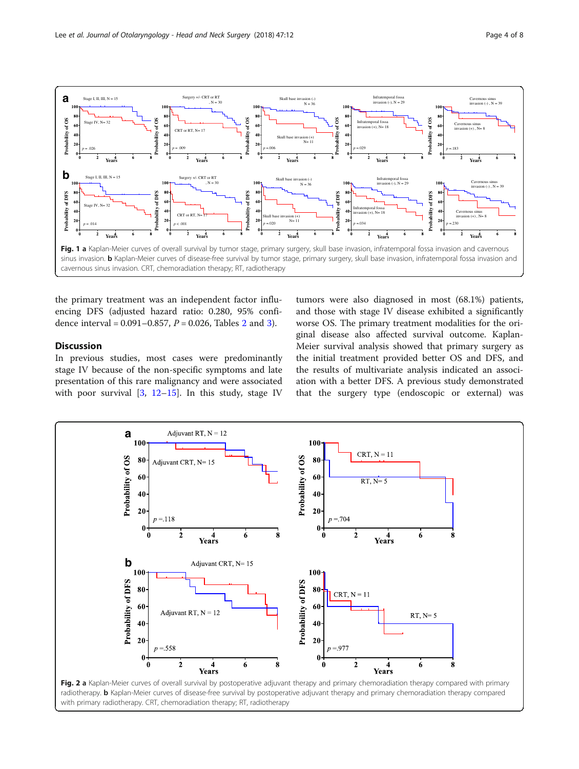Fig. 1 **a** Kaplan-Meier curves of overall survival by tumor stage, primary surgery, skull base invasion, infratemporal fossa invasion and cavernous sinus invasion. **b** Kaplan-Meier curves of disease-free survival by tumor stage, primary surgery, skull base invasion, infratemporal fossa invasion and cavernous sinus invasion. CRT, chemoradiation therapy; RT, radiotherapy

the primary treatment was an independent factor influencing DFS (adjusted hazard ratio: 0.280, 95% confidence interval = 0.091–0.857, $P = 0.026$, Tables 2 and 3).

## Discussion

In previous studies, most cases were predominantly stage IV because of the non-specific symptoms and late presentation of this rare malignancy and were associated with poor survival [3, 12–15]. In this study, stage IV tumors were also diagnosed in most (68.1%) patients, and those with stage IV disease exhibited a significantly worse OS. The primary treatment modalities for the original disease also affected survival outcome. Kaplan-Meier survival analysis showed that primary surgery as the initial treatment provided better OS and DFS, and the results of multivariate analysis indicated an association with a better DFS. A previous study demonstrated that the surgery type (endoscopic or external) was

Fig. 2 **a** Kaplan-Meier curves of overall survival by postoperative adjuvant therapy and primary chemoradiation therapy compared with primary radiotherapy. **b** Kaplan-Meier curves of disease-free survival by postoperative adjuvant therapy and primary chemoradiation therapy compared with primary radiotherapy. CRT, chemoradiation therapy; RT, radiotherapy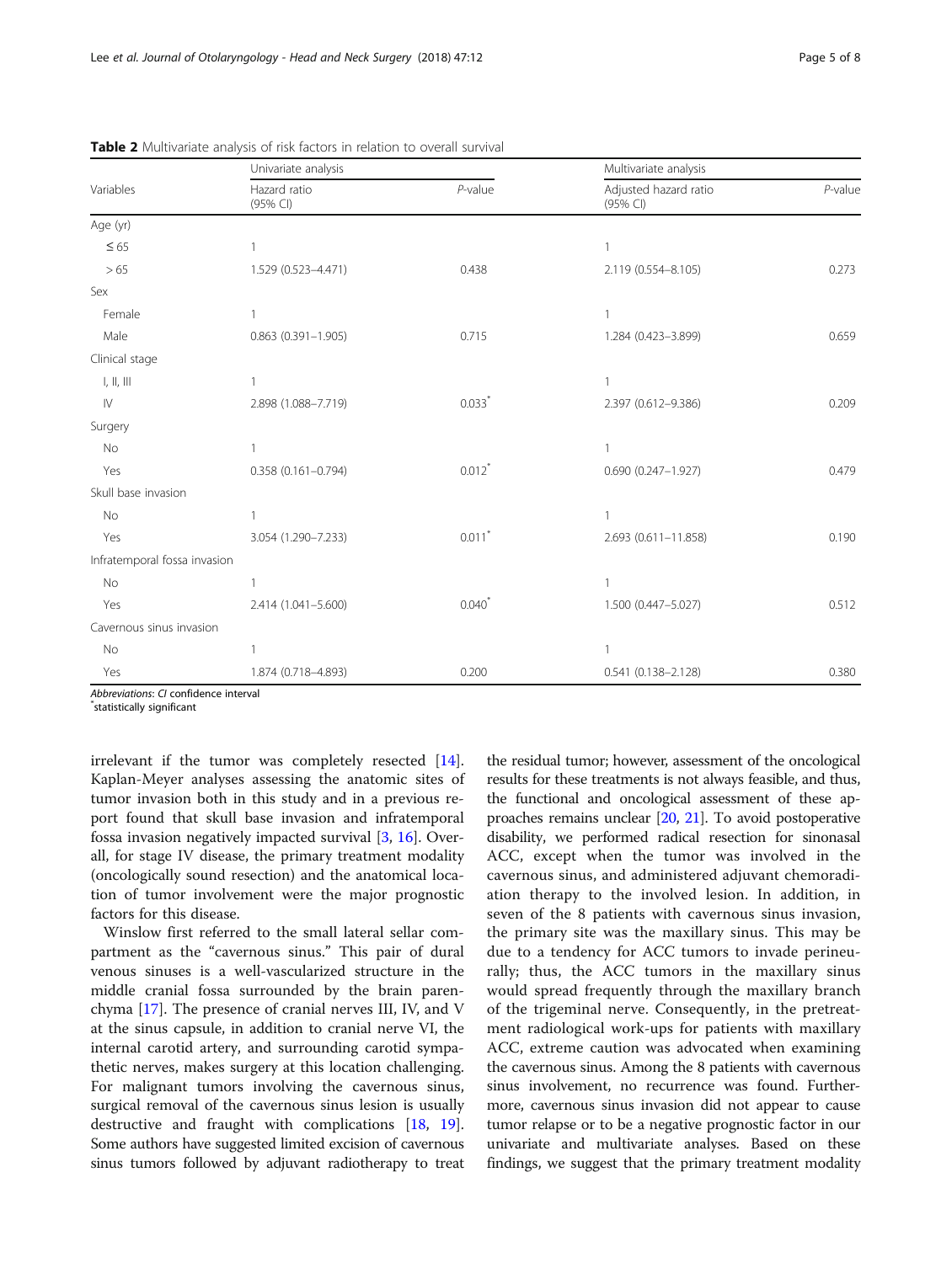**Table 2** Multivariate analysis of risk factors in relation to overall survival

| Variables | Univariate analysis | | Multivariate analysis | |
|---|---|---|---|---|
| | Hazard ratio (95% CI) | *P*-value | Adjusted hazard ratio (95% CI) | *P*-value |
| Age (yr) | | | | |
| ≤ 65 | 1 | | 1 | |
| > 65 | 1.529 (0.523–4.471) | 0.438 | 2.119 (0.554–8.105) | 0.273 |
| Sex | | | | |
| Female | 1 | | 1 | |
| Male | 0.863 (0.391–1.905) | 0.715 | 1.284 (0.423–3.899) | 0.659 |
| Clinical stage | | | | |
| I, II, III | 1 | | 1 | |
| IV | 2.898 (1.088–7.719) | 0.033* | 2.397 (0.612–9.386) | 0.209 |
| Surgery | | | | |
| No | 1 | | 1 | |
| Yes | 0.358 (0.161–0.794) | 0.012* | 0.690 (0.247–1.927) | 0.479 |
| Skull base invasion | | | | |
| No | 1 | | 1 | |
| Yes | 3.054 (1.290–7.233) | 0.011* | 2.693 (0.611–11.858) | 0.190 |
| Infratemporal fossa invasion | | | | |
| No | 1 | | 1 | |
| Yes | 2.414 (1.041–5.600) | 0.040* | 1.500 (0.447–5.027) | 0.512 |
| Cavernous sinus invasion | | | | |
| No | 1 | | 1 | |
| Yes | 1.874 (0.718–4.893) | 0.200 | 0.541 (0.138–2.128) | 0.380 |

*Abbreviations*: *CI* confidence interval
*statistically significant

irrelevant if the tumor was completely resected [14]. Kaplan-Meyer analyses assessing the anatomic sites of tumor invasion both in this study and in a previous report found that skull base invasion and infratemporal fossa invasion negatively impacted survival [3, 16]. Overall, for stage IV disease, the primary treatment modality (oncologically sound resection) and the anatomical location of tumor involvement were the major prognostic factors for this disease.

Winslow first referred to the small lateral sellar compartment as the "cavernous sinus." This pair of dural venous sinuses is a well-vascularized structure in the middle cranial fossa surrounded by the brain parenchyma [17]. The presence of cranial nerves III, IV, and V at the sinus capsule, in addition to cranial nerve VI, the internal carotid artery, and surrounding carotid sympathetic nerves, makes surgery at this location challenging. For malignant tumors involving the cavernous sinus, surgical removal of the cavernous sinus lesion is usually destructive and fraught with complications [18, 19]. Some authors have suggested limited excision of cavernous sinus tumors followed by adjuvant radiotherapy to treat the residual tumor; however, assessment of the oncological results for these treatments is not always feasible, and thus, the functional and oncological assessment of these approaches remains unclear [20, 21]. To avoid postoperative disability, we performed radical resection for sinonasal ACC, except when the tumor was involved in the cavernous sinus, and administered adjuvant chemoradiation therapy to the involved lesion. In addition, in seven of the 8 patients with cavernous sinus invasion, the primary site was the maxillary sinus. This may be due to a tendency for ACC tumors to invade perineurally; thus, the ACC tumors in the maxillary sinus would spread frequently through the maxillary branch of the trigeminal nerve. Consequently, in the pretreatment radiological work-ups for patients with maxillary ACC, extreme caution was advocated when examining the cavernous sinus. Among the 8 patients with cavernous sinus involvement, no recurrence was found. Furthermore, cavernous sinus invasion did not appear to cause tumor relapse or to be a negative prognostic factor in our univariate and multivariate analyses. Based on these findings, we suggest that the primary treatment modality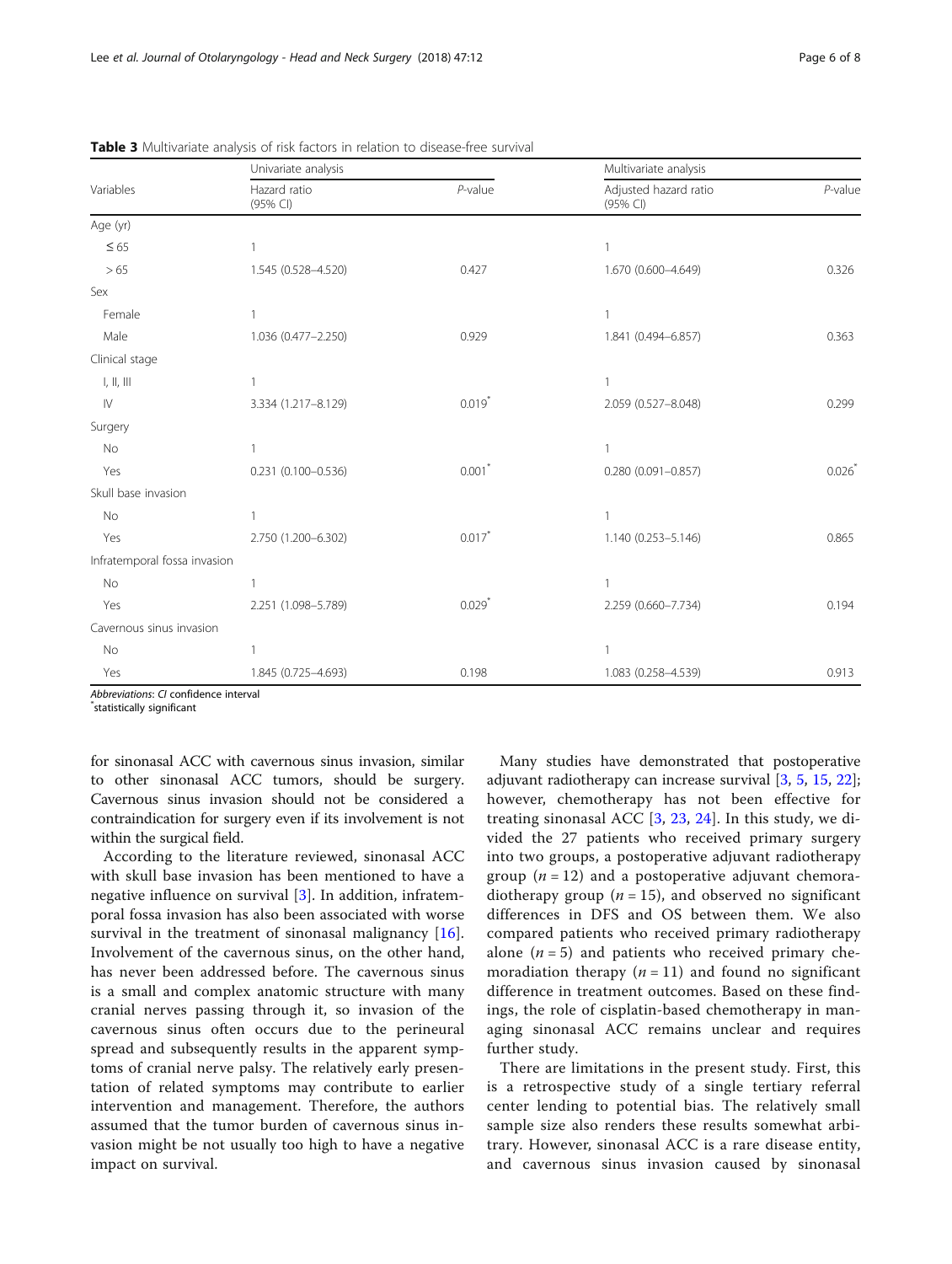**Table 3** Multivariate analysis of risk factors in relation to disease-free survival

| Variables | Univariate analysis | | Multivariate analysis | |
|---|---|---|---|---|
| | Hazard ratio (95% CI) | *P*-value | Adjusted hazard ratio (95% CI) | *P*-value |
| Age (yr) | | | | |
| ≤ 65 | 1 | | 1 | |
| > 65 | 1.545 (0.528–4.520) | 0.427 | 1.670 (0.600–4.649) | 0.326 |
| Sex | | | | |
| Female | 1 | | 1 | |
| Male | 1.036 (0.477–2.250) | 0.929 | 1.841 (0.494–6.857) | 0.363 |
| Clinical stage | | | | |
| I, II, III | 1 | | 1 | |
| IV | 3.334 (1.217–8.129) | 0.019* | 2.059 (0.527–8.048) | 0.299 |
| Surgery | | | | |
| No | 1 | | 1 | |
| Yes | 0.231 (0.100–0.536) | 0.001* | 0.280 (0.091–0.857) | 0.026* |
| Skull base invasion | | | | |
| No | 1 | | 1 | |
| Yes | 2.750 (1.200–6.302) | 0.017* | 1.140 (0.253–5.146) | 0.865 |
| Infratemporal fossa invasion | | | | |
| No | 1 | | 1 | |
| Yes | 2.251 (1.098–5.789) | 0.029* | 2.259 (0.660–7.734) | 0.194 |
| Cavernous sinus invasion | | | | |
| No | 1 | | 1 | |
| Yes | 1.845 (0.725–4.693) | 0.198 | 1.083 (0.258–4.539) | 0.913 |

*Abbreviations*: *CI* confidence interval
*statistically significant

for sinonasal ACC with cavernous sinus invasion, similar to other sinonasal ACC tumors, should be surgery. Cavernous sinus invasion should not be considered a contraindication for surgery even if its involvement is not within the surgical field.

According to the literature reviewed, sinonasal ACC with skull base invasion has been mentioned to have a negative influence on survival [3]. In addition, infratemporal fossa invasion has also been associated with worse survival in the treatment of sinonasal malignancy [16]. Involvement of the cavernous sinus, on the other hand, has never been addressed before. The cavernous sinus is a small and complex anatomic structure with many cranial nerves passing through it, so invasion of the cavernous sinus often occurs due to the perineural spread and subsequently results in the apparent symptoms of cranial nerve palsy. The relatively early presentation of related symptoms may contribute to earlier intervention and management. Therefore, the authors assumed that the tumor burden of cavernous sinus invasion might be not usually too high to have a negative impact on survival.

Many studies have demonstrated that postoperative adjuvant radiotherapy can increase survival [3, 5, 15, 22]; however, chemotherapy has not been effective for treating sinonasal ACC [3, 23, 24]. In this study, we divided the 27 patients who received primary surgery into two groups, a postoperative adjuvant radiotherapy group ($n = 12$) and a postoperative adjuvant chemoradiotherapy group ($n = 15$), and observed no significant differences in DFS and OS between them. We also compared patients who received primary radiotherapy alone ($n = 5$) and patients who received primary chemoradiation therapy ($n = 11$) and found no significant difference in treatment outcomes. Based on these findings, the role of cisplatin-based chemotherapy in managing sinonasal ACC remains unclear and requires further study.

There are limitations in the present study. First, this is a retrospective study of a single tertiary referral center lending to potential bias. The relatively small sample size also renders these results somewhat arbitrary. However, sinonasal ACC is a rare disease entity, and cavernous sinus invasion caused by sinonasal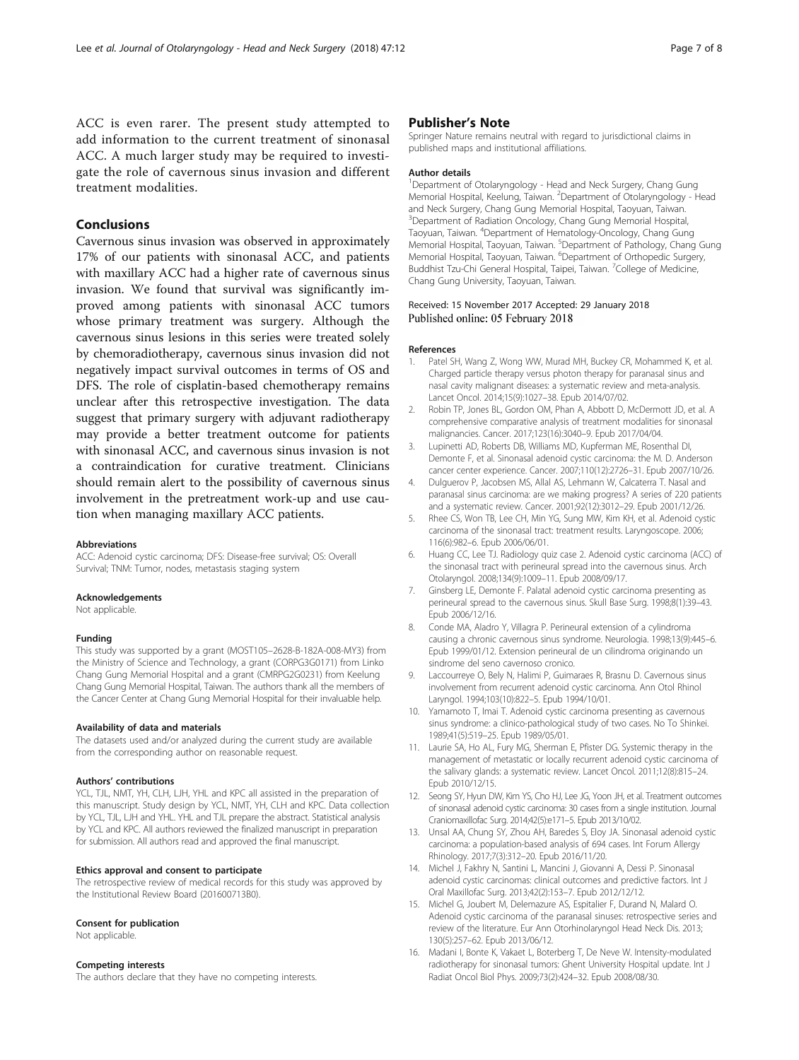ACC is even rarer. The present study attempted to add information to the current treatment of sinonasal ACC. A much larger study may be required to investigate the role of cavernous sinus invasion and different treatment modalities.

## Conclusions

Cavernous sinus invasion was observed in approximately 17% of our patients with sinonasal ACC, and patients with maxillary ACC had a higher rate of cavernous sinus invasion. We found that survival was significantly improved among patients with sinonasal ACC tumors whose primary treatment was surgery. Although the cavernous sinus lesions in this series were treated solely by chemoradiotherapy, cavernous sinus invasion did not negatively impact survival outcomes in terms of OS and DFS. The role of cisplatin-based chemotherapy remains unclear after this retrospective investigation. The data suggest that primary surgery with adjuvant radiotherapy may provide a better treatment outcome for patients with sinonasal ACC, and cavernous sinus invasion is not a contraindication for curative treatment. Clinicians should remain alert to the possibility of cavernous sinus involvement in the pretreatment work-up and use caution when managing maxillary ACC patients.

#### Abbreviations

ACC: Adenoid cystic carcinoma; DFS: Disease-free survival; OS: Overall Survival; TNM: Tumor, nodes, metastasis staging system

#### Acknowledgements

Not applicable.

#### Funding

This study was supported by a grant (MOST105–2628-B-182A-008-MY3) from the Ministry of Science and Technology, a grant (CORPG3G0171) from Linko Chang Gung Memorial Hospital and a grant (CMRPG2G0231) from Keelung Chang Gung Memorial Hospital, Taiwan. The authors thank all the members of the Cancer Center at Chang Gung Memorial Hospital for their invaluable help.

#### Availability of data and materials

The datasets used and/or analyzed during the current study are available from the corresponding author on reasonable request.

#### Authors' contributions

YCL, TJL, NMT, YH, CLH, LJH, YHL and KPC all assisted in the preparation of this manuscript. Study design by YCL, NMT, YH, CLH and KPC. Data collection by YCL, TJL, LJH and YHL. YHL and TJL prepare the abstract. Statistical analysis by YCL and KPC. All authors reviewed the finalized manuscript in preparation for submission. All authors read and approved the final manuscript.

#### Ethics approval and consent to participate

The retrospective review of medical records for this study was approved by the Institutional Review Board (201600713B0).

#### Consent for publication

Not applicable.

#### Competing interests

The authors declare that they have no competing interests.

## Publisher's Note

Springer Nature remains neutral with regard to jurisdictional claims in published maps and institutional affiliations.

#### Author details

[1]Department of Otolaryngology - Head and Neck Surgery, Chang Gung Memorial Hospital, Keelung, Taiwan. [2]Department of Otolaryngology - Head and Neck Surgery, Chang Gung Memorial Hospital, Taoyuan, Taiwan. [3]Department of Radiation Oncology, Chang Gung Memorial Hospital, Taoyuan, Taiwan. [4]Department of Hematology-Oncology, Chang Gung Memorial Hospital, Taoyuan, Taiwan. [5]Department of Pathology, Chang Gung Memorial Hospital, Taoyuan, Taiwan. [6]Department of Orthopedic Surgery, Buddhist Tzu-Chi General Hospital, Taipei, Taiwan. [7]College of Medicine, Chang Gung University, Taoyuan, Taiwan.

Received: 15 November 2017 Accepted: 29 January 2018
Published online: 05 February 2018

#### References

1. Patel SH, Wang Z, Wong WW, Murad MH, Buckey CR, Mohammed K, et al. Charged particle therapy versus photon therapy for paranasal sinus and nasal cavity malignant diseases: a systematic review and meta-analysis. Lancet Oncol. 2014;15(9):1027–38. Epub 2014/07/02.
2. Robin TP, Jones BL, Gordon OM, Phan A, Abbott D, McDermott JD, et al. A comprehensive comparative analysis of treatment modalities for sinonasal malignancies. Cancer. 2017;123(16):3040–9. Epub 2017/04/04.
3. Lupinetti AD, Roberts DB, Williams MD, Kupferman ME, Rosenthal DI, Demonte F, et al. Sinonasal adenoid cystic carcinoma: the M. D. Anderson cancer center experience. Cancer. 2007;110(12):2726–31. Epub 2007/10/26.
4. Dulguerov P, Jacobsen MS, Allal AS, Lehmann W, Calcaterra T. Nasal and paranasal sinus carcinoma: are we making progress? A series of 220 patients and a systematic review. Cancer. 2001;92(12):3012–29. Epub 2001/12/26.
5. Rhee CS, Won TB, Lee CH, Min YG, Sung MW, Kim KH, et al. Adenoid cystic carcinoma of the sinonasal tract: treatment results. Laryngoscope. 2006; 116(6):982–6. Epub 2006/06/01.
6. Huang CC, Lee TJ. Radiology quiz case 2. Adenoid cystic carcinoma (ACC) of the sinonasal tract with perineural spread into the cavernous sinus. Arch Otolaryngol. 2008;134(9):1009–11. Epub 2008/09/17.
7. Ginsberg LE, Demonte F. Palatal adenoid cystic carcinoma presenting as perineural spread to the cavernous sinus. Skull Base Surg. 1998;8(1):39–43. Epub 2006/12/16.
8. Conde MA, Aladro Y, Villagra P. Perineural extension of a cylindroma causing a chronic cavernous sinus syndrome. Neurologia. 1998;13(9):445–6. Epub 1999/01/12. Extension perineural de un cilindroma originando un sindrome del seno cavernoso cronico.
9. Laccourreye O, Bely N, Halimi P, Guimaraes R, Brasnu D. Cavernous sinus involvement from recurrent adenoid cystic carcinoma. Ann Otol Rhinol Laryngol. 1994;103(10):822–5. Epub 1994/10/01.
10. Yamamoto T, Imai T. Adenoid cystic carcinoma presenting as cavernous sinus syndrome: a clinico-pathological study of two cases. No To Shinkei. 1989;41(5):519–25. Epub 1989/05/01.
11. Laurie SA, Ho AL, Fury MG, Sherman E, Pfister DG. Systemic therapy in the management of metastatic or locally recurrent adenoid cystic carcinoma of the salivary glands: a systematic review. Lancet Oncol. 2011;12(8):815–24. Epub 2010/12/15.
12. Seong SY, Hyun DW, Kim YS, Cho HJ, Lee JG, Yoon JH, et al. Treatment outcomes of sinonasal adenoid cystic carcinoma: 30 cases from a single institution. Journal Craniomaxillofac Surg. 2014;42(5):e171–5. Epub 2013/10/02.
13. Unsal AA, Chung SY, Zhou AH, Baredes S, Eloy JA. Sinonasal adenoid cystic carcinoma: a population-based analysis of 694 cases. Int Forum Allergy Rhinology. 2017;7(3):312–20. Epub 2016/11/20.
14. Michel J, Fakhry N, Santini L, Mancini J, Giovanni A, Dessi P. Sinonasal adenoid cystic carcinomas: clinical outcomes and predictive factors. Int J Oral Maxillofac Surg. 2013;42(2):153–7. Epub 2012/12/12.
15. Michel G, Joubert M, Delemazure AS, Espitalier F, Durand N, Malard O. Adenoid cystic carcinoma of the paranasal sinuses: retrospective series and review of the literature. Eur Ann Otorhinolaryngol Head Neck Dis. 2013; 130(5):257–62. Epub 2013/06/12.
16. Madani I, Bonte K, Vakaet L, Boterberg T, De Neve W. Intensity-modulated radiotherapy for sinonasal tumors: Ghent University Hospital update. Int J Radiat Oncol Biol Phys. 2009;73(2):424–32. Epub 2008/08/30.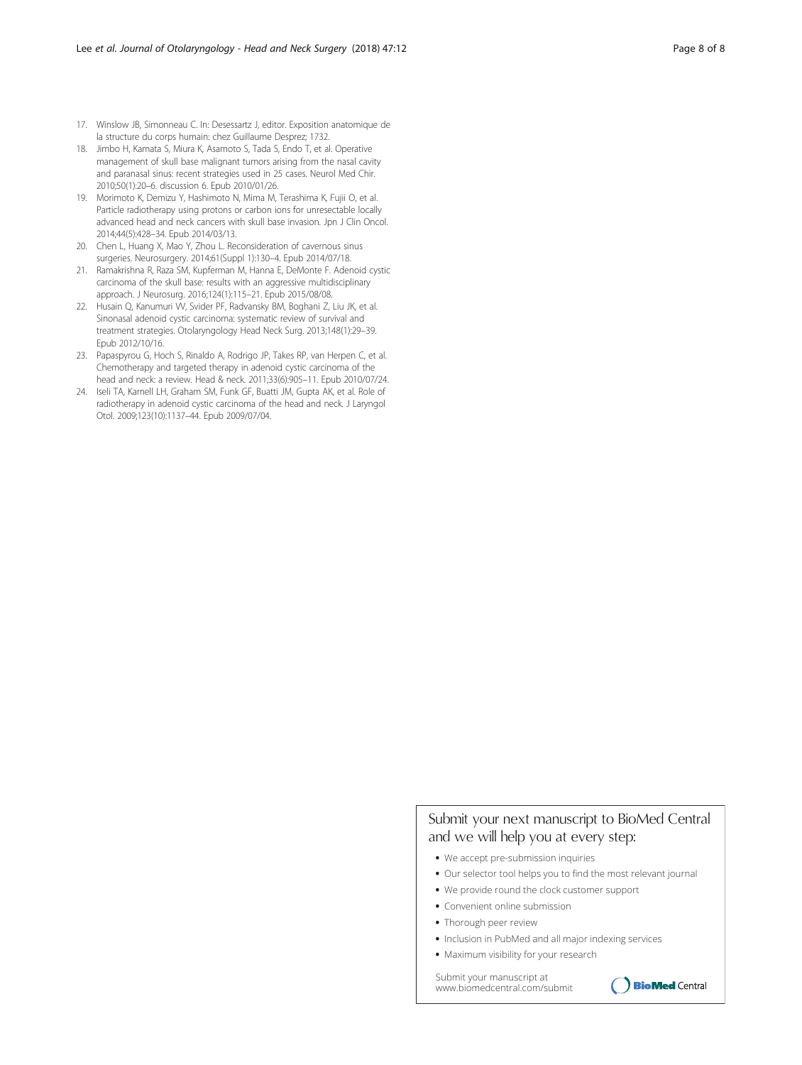17. Winslow JB, Simonneau C. In: Desessartz J, editor. Exposition anatomique de la structure du corps humain: chez Guillaume Desprez; 1732.
18. Jimbo H, Kamata S, Miura K, Asamoto S, Tada S, Endo T, et al. Operative management of skull base malignant tumors arising from the nasal cavity and paranasal sinus: recent strategies used in 25 cases. Neurol Med Chir. 2010;50(1):20–6. discussion 6. Epub 2010/01/26.
19. Morimoto K, Demizu Y, Hashimoto N, Mima M, Terashima K, Fujii O, et al. Particle radiotherapy using protons or carbon ions for unresectable locally advanced head and neck cancers with skull base invasion. Jpn J Clin Oncol. 2014;44(5):428–34. Epub 2014/03/13.
20. Chen L, Huang X, Mao Y, Zhou L. Reconsideration of cavernous sinus surgeries. Neurosurgery. 2014;61(Suppl 1):130–4. Epub 2014/07/18.
21. Ramakrishna R, Raza SM, Kupferman M, Hanna E, DeMonte F. Adenoid cystic carcinoma of the skull base: results with an aggressive multidisciplinary approach. J Neurosurg. 2016;124(1):115–21. Epub 2015/08/08.
22. Husain Q, Kanumuri VV, Svider PF, Radvansky BM, Boghani Z, Liu JK, et al. Sinonasal adenoid cystic carcinoma: systematic review of survival and treatment strategies. Otolaryngology Head Neck Surg. 2013;148(1):29–39. Epub 2012/10/16.
23. Papaspyrou G, Hoch S, Rinaldo A, Rodrigo JP, Takes RP, van Herpen C, et al. Chemotherapy and targeted therapy in adenoid cystic carcinoma of the head and neck: a review. Head & neck. 2011;33(6):905–11. Epub 2010/07/24.
24. Iseli TA, Karnell LH, Graham SM, Funk GF, Buatti JM, Gupta AK, et al. Role of radiotherapy in adenoid cystic carcinoma of the head and neck. J Laryngol Otol. 2009;123(10):1137–44. Epub 2009/07/04.

Submit your next manuscript to BioMed Central and we will help you at every step:

- We accept pre-submission inquiries
- Our selector tool helps you to find the most relevant journal
- We provide round the clock customer support
- Convenient online submission
- Thorough peer review
- Inclusion in PubMed and all major indexing services
- Maximum visibility for your research

Submit your manuscript at
www.biomedcentral.com/submit

BioMed Central